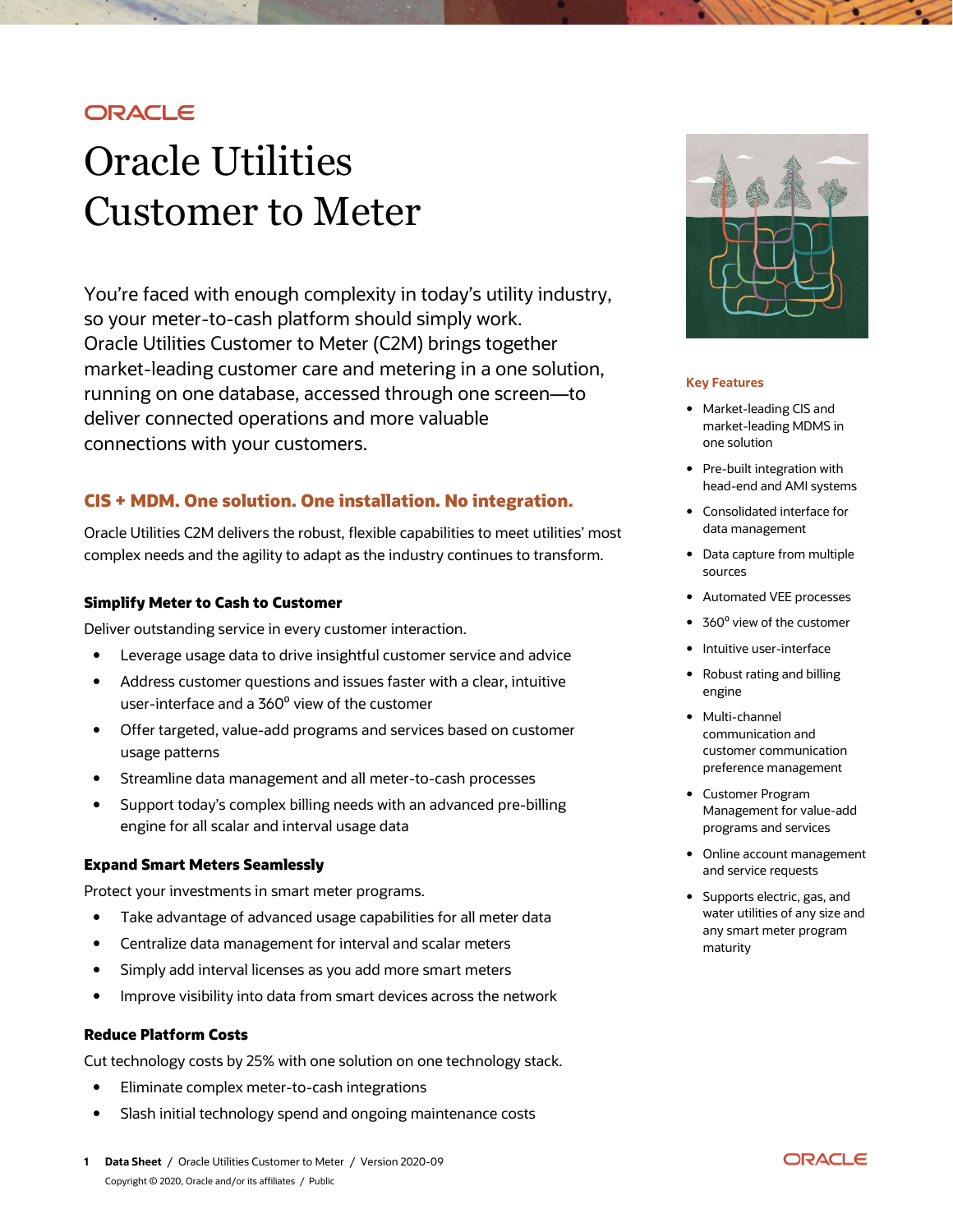# Oracle Utilities Customer to Meter

You're faced with enough complexity in today's utility industry, so your meter-to-cash platform should simply work. Oracle Utilities Customer to Meter (C2M) brings together market-leading customer care and metering in a one solution, running on one database, accessed through one screen—to deliver connected operations and more valuable connections with your customers.

## CIS + MDM. One solution. One installation. No integration.

Oracle Utilities C2M delivers the robust, flexible capabilities to meet utilities' most complex needs and the agility to adapt as the industry continues to transform.

### Simplify Meter to Cash to Customer

Deliver outstanding service in every customer interaction.

- Leverage usage data to drive insightful customer service and advice
- Address customer questions and issues faster with a clear, intuitive user-interface and a 360° view of the customer
- Offer targeted, value-add programs and services based on customer usage patterns
- Streamline data management and all meter-to-cash processes
- Support today's complex billing needs with an advanced pre-billing engine for all scalar and interval usage data

### Expand Smart Meters Seamlessly

Protect your investments in smart meter programs.

- Take advantage of advanced usage capabilities for all meter data
- Centralize data management for interval and scalar meters
- Simply add interval licenses as you add more smart meters
- Improve visibility into data from smart devices across the network

### Reduce Platform Costs

Cut technology costs by 25% with one solution on one technology stack.

- Eliminate complex meter-to-cash integrations
- Slash initial technology spend and ongoing maintenance costs

### Key Features

- Market-leading CIS and market-leading MDMS in one solution
- Pre-built integration with head-end and AMI systems
- Consolidated interface for data management
- Data capture from multiple sources
- Automated VEE processes
- 360° view of the customer
- Intuitive user-interface
- Robust rating and billing engine
- Multi-channel communication and customer communication preference management
- Customer Program Management for value-add programs and services
- Online account management and service requests
- Supports electric, gas, and water utilities of any size and any smart meter program maturity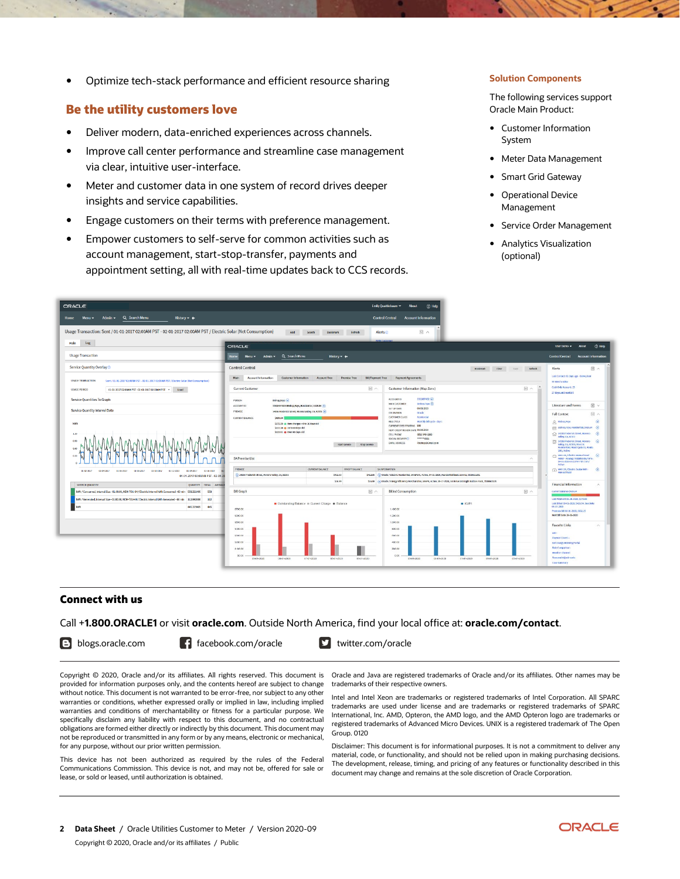- Optimize tech-stack performance and efficient resource sharing

## Be the utility customers love

- Deliver modern, data-enriched experiences across channels.
- Improve call center performance and streamline case management via clear, intuitive user-interface.
- Meter and customer data in one system of record drives deeper insights and service capabilities.
- Engage customers on their terms with preference management.
- Empower customers to self-serve for common activities such as account management, start-stop-transfer, payments and appointment setting, all with real-time updates back to CCS records.

### Solution Components

The following services support Oracle Main Product:

- Customer Information System
- Meter Data Management
- Smart Grid Gateway
- Operational Device Management
- Service Order Management
- Analytics Visualization (optional)

## Connect with us

Call **+1.800.ORACLE1** or visit **oracle.com**. Outside North America, find your local office at: **oracle.com/contact**.

blogs.oracle.com  facebook.com/oracle  twitter.com/oracle

Copyright © 2020, Oracle and/or its affiliates. All rights reserved. This document is provided for information purposes only, and the contents hereof are subject to change without notice. This document is not warranted to be error-free, nor subject to any other warranties or conditions, whether expressed orally or implied in law, including implied warranties and conditions of merchantability or fitness for a particular purpose. We specifically disclaim any liability with respect to this document, and no contractual obligations are formed either directly or indirectly by this document. This document may not be reproduced or transmitted in any form or by any means, electronic or mechanical, for any purpose, without our prior written permission.

This device has not been authorized as required by the rules of the Federal Communications Commission. This device is not, and may not be, offered for sale or lease, or sold or leased, until authorization is obtained.

Oracle and Java are registered trademarks of Oracle and/or its affiliates. Other names may be trademarks of their respective owners.

Intel and Intel Xeon are trademarks or registered trademarks of Intel Corporation. All SPARC trademarks are used under license and are trademarks or registered trademarks of SPARC International, Inc. AMD, Opteron, the AMD logo, and the AMD Opteron logo are trademarks or registered trademarks of Advanced Micro Devices. UNIX is a registered trademark of The Open Group. 0120

Disclaimer: This document is for informational purposes. It is not a commitment to deliver any material, code, or functionality, and should not be relied upon in making purchasing decisions. The development, release, timing, and pricing of any features or functionality described in this document may change and remains at the sole discretion of Oracle Corporation.